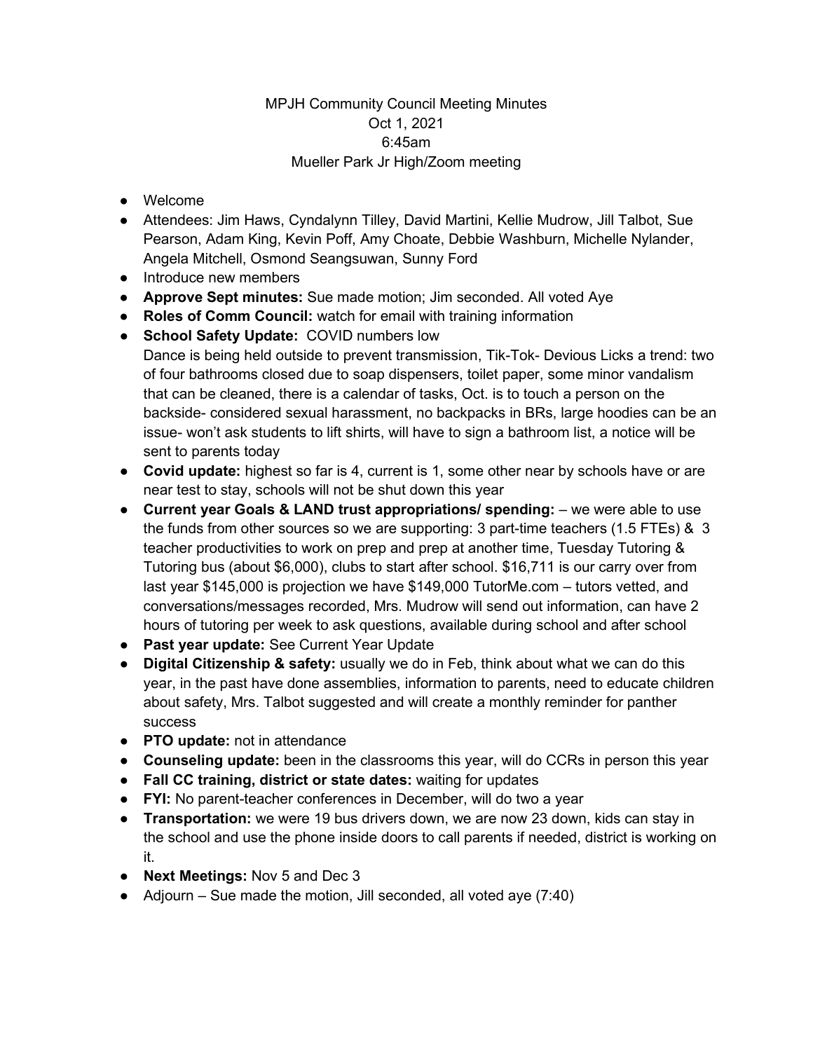MPJH Community Council Meeting Minutes
Oct 1, 2021
6:45am
Mueller Park Jr High/Zoom meeting

- Welcome
- Attendees: Jim Haws, Cyndalynn Tilley, David Martini, Kellie Mudrow, Jill Talbot, Sue Pearson, Adam King, Kevin Poff, Amy Choate, Debbie Washburn, Michelle Nylander, Angela Mitchell, Osmond Seangsuwan, Sunny Ford
- Introduce new members
- **Approve Sept minutes:** Sue made motion; Jim seconded. All voted Aye
- **Roles of Comm Council:** watch for email with training information
- **School Safety Update:** COVID numbers low
  Dance is being held outside to prevent transmission, Tik-Tok- Devious Licks a trend: two of four bathrooms closed due to soap dispensers, toilet paper, some minor vandalism that can be cleaned, there is a calendar of tasks, Oct. is to touch a person on the backside- considered sexual harassment, no backpacks in BRs, large hoodies can be an issue- won't ask students to lift shirts, will have to sign a bathroom list, a notice will be sent to parents today
- **Covid update:** highest so far is 4, current is 1, some other near by schools have or are near test to stay, schools will not be shut down this year
- **Current year Goals & LAND trust appropriations/ spending:** – we were able to use the funds from other sources so we are supporting: 3 part-time teachers (1.5 FTEs) & 3 teacher productivities to work on prep and prep at another time, Tuesday Tutoring & Tutoring bus (about $6,000), clubs to start after school. $16,711 is our carry over from last year $145,000 is projection we have $149,000 TutorMe.com – tutors vetted, and conversations/messages recorded, Mrs. Mudrow will send out information, can have 2 hours of tutoring per week to ask questions, available during school and after school
- **Past year update:** See Current Year Update
- **Digital Citizenship & safety:** usually we do in Feb, think about what we can do this year, in the past have done assemblies, information to parents, need to educate children about safety, Mrs. Talbot suggested and will create a monthly reminder for panther success
- **PTO update:** not in attendance
- **Counseling update:** been in the classrooms this year, will do CCRs in person this year
- **Fall CC training, district or state dates:** waiting for updates
- **FYI:** No parent-teacher conferences in December, will do two a year
- **Transportation:** we were 19 bus drivers down, we are now 23 down, kids can stay in the school and use the phone inside doors to call parents if needed, district is working on it.
- **Next Meetings:** Nov 5 and Dec 3
- Adjourn – Sue made the motion, Jill seconded, all voted aye (7:40)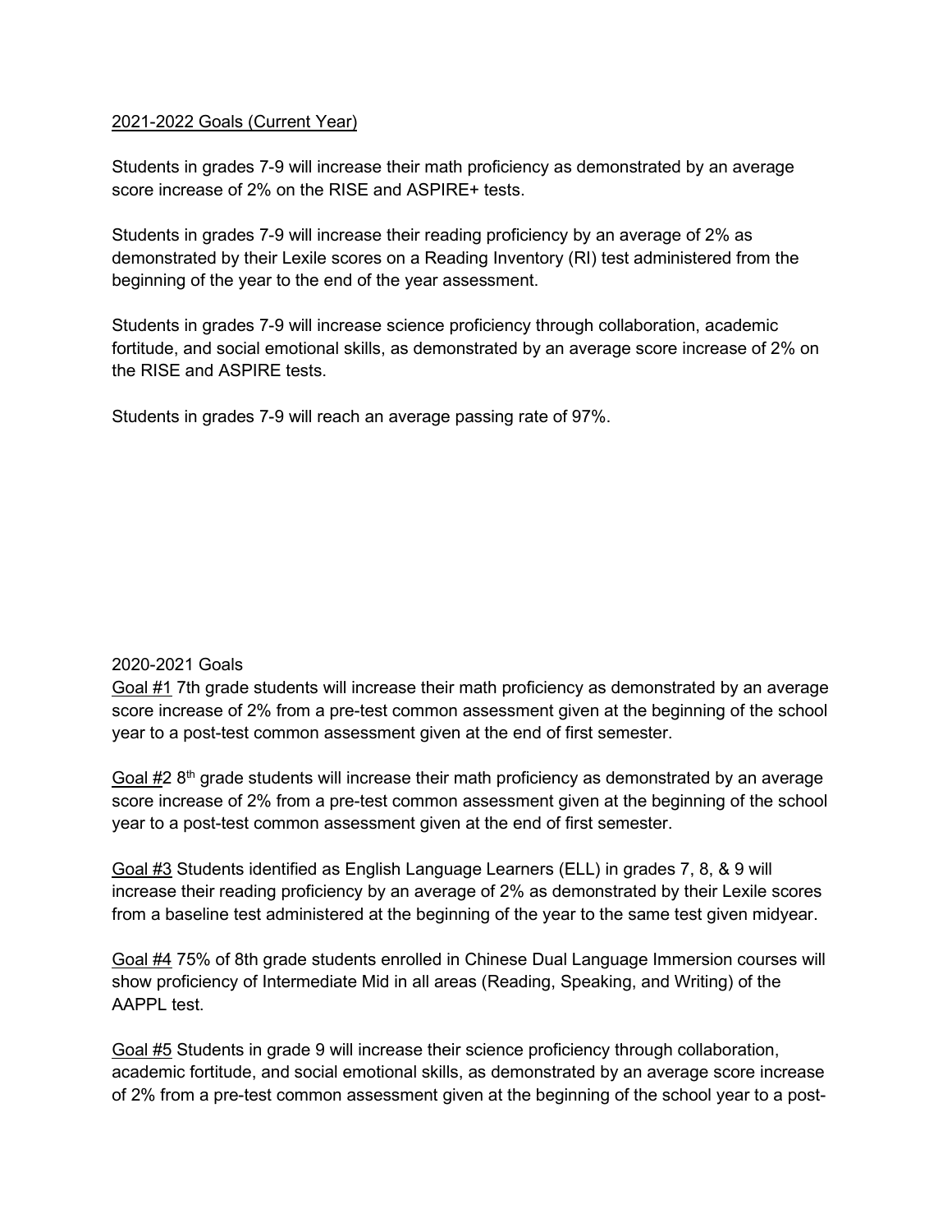<u>2021-2022 Goals (Current Year)</u>

Students in grades 7-9 will increase their math proficiency as demonstrated by an average score increase of 2% on the RISE and ASPIRE+ tests.

Students in grades 7-9 will increase their reading proficiency by an average of 2% as demonstrated by their Lexile scores on a Reading Inventory (RI) test administered from the beginning of the year to the end of the year assessment.

Students in grades 7-9 will increase science proficiency through collaboration, academic fortitude, and social emotional skills, as demonstrated by an average score increase of 2% on the RISE and ASPIRE tests.

Students in grades 7-9 will reach an average passing rate of 97%.

2020-2021 Goals

<u>Goal #1</u> 7th grade students will increase their math proficiency as demonstrated by an average score increase of 2% from a pre-test common assessment given at the beginning of the school year to a post-test common assessment given at the end of first semester.

<u>Goal #</u>2 8th grade students will increase their math proficiency as demonstrated by an average score increase of 2% from a pre-test common assessment given at the beginning of the school year to a post-test common assessment given at the end of first semester.

<u>Goal #3</u> Students identified as English Language Learners (ELL) in grades 7, 8, & 9 will increase their reading proficiency by an average of 2% as demonstrated by their Lexile scores from a baseline test administered at the beginning of the year to the same test given midyear.

<u>Goal #4</u> 75% of 8th grade students enrolled in Chinese Dual Language Immersion courses will show proficiency of Intermediate Mid in all areas (Reading, Speaking, and Writing) of the AAPPL test.

<u>Goal #5</u> Students in grade 9 will increase their science proficiency through collaboration, academic fortitude, and social emotional skills, as demonstrated by an average score increase of 2% from a pre-test common assessment given at the beginning of the school year to a post-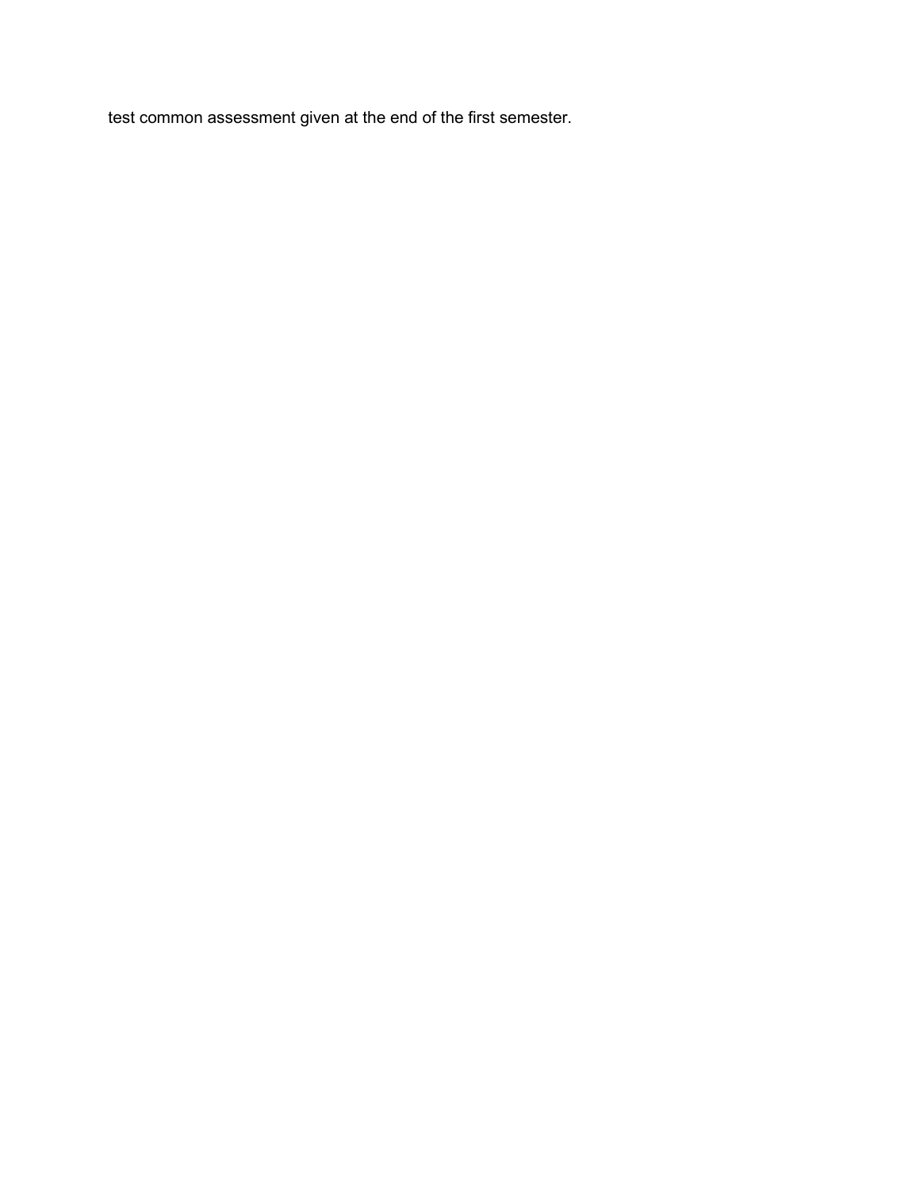test common assessment given at the end of the first semester.